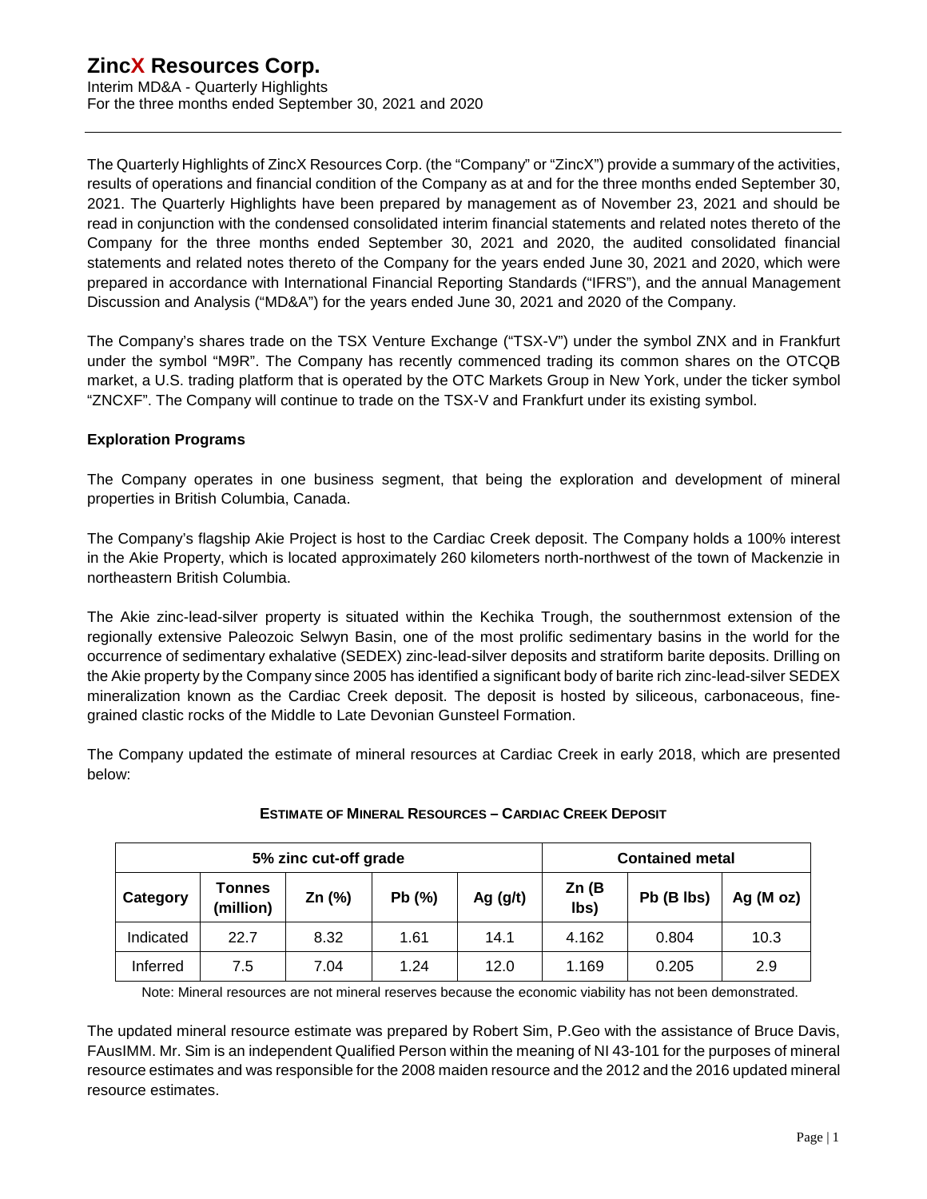# ZincX Resources Corp.

Interim MD&A - Quarterly Highlights
For the three months ended September 30, 2021 and 2020

The Quarterly Highlights of ZincX Resources Corp. (the "Company" or "ZincX") provide a summary of the activities, results of operations and financial condition of the Company as at and for the three months ended September 30, 2021. The Quarterly Highlights have been prepared by management as of November 23, 2021 and should be read in conjunction with the condensed consolidated interim financial statements and related notes thereto of the Company for the three months ended September 30, 2021 and 2020, the audited consolidated financial statements and related notes thereto of the Company for the years ended June 30, 2021 and 2020, which were prepared in accordance with International Financial Reporting Standards ("IFRS"), and the annual Management Discussion and Analysis ("MD&A") for the years ended June 30, 2021 and 2020 of the Company.

The Company's shares trade on the TSX Venture Exchange ("TSX-V") under the symbol ZNX and in Frankfurt under the symbol "M9R". The Company has recently commenced trading its common shares on the OTCQB market, a U.S. trading platform that is operated by the OTC Markets Group in New York, under the ticker symbol "ZNCXF". The Company will continue to trade on the TSX-V and Frankfurt under its existing symbol.

**Exploration Programs**

The Company operates in one business segment, that being the exploration and development of mineral properties in British Columbia, Canada.

The Company's flagship Akie Project is host to the Cardiac Creek deposit. The Company holds a 100% interest in the Akie Property, which is located approximately 260 kilometers north-northwest of the town of Mackenzie in northeastern British Columbia.

The Akie zinc-lead-silver property is situated within the Kechika Trough, the southernmost extension of the regionally extensive Paleozoic Selwyn Basin, one of the most prolific sedimentary basins in the world for the occurrence of sedimentary exhalative (SEDEX) zinc-lead-silver deposits and stratiform barite deposits. Drilling on the Akie property by the Company since 2005 has identified a significant body of barite rich zinc-lead-silver SEDEX mineralization known as the Cardiac Creek deposit. The deposit is hosted by siliceous, carbonaceous, fine-grained clastic rocks of the Middle to Late Devonian Gunsteel Formation.

The Company updated the estimate of mineral resources at Cardiac Creek in early 2018, which are presented below:

**ESTIMATE OF MINERAL RESOURCES – CARDIAC CREEK DEPOSIT**

| 5% zinc cut-off grade | | | | | Contained metal | | |
|---|---|---|---|---|---|---|---|
| **Category** | **Tonnes (million)** | **Zn (%)** | **Pb (%)** | **Ag (g/t)** | **Zn (B lbs)** | **Pb (B lbs)** | **Ag (M oz)** |
| Indicated | 22.7 | 8.32 | 1.61 | 14.1 | 4.162 | 0.804 | 10.3 |
| Inferred | 7.5 | 7.04 | 1.24 | 12.0 | 1.169 | 0.205 | 2.9 |

Note: Mineral resources are not mineral reserves because the economic viability has not been demonstrated.

The updated mineral resource estimate was prepared by Robert Sim, P.Geo with the assistance of Bruce Davis, FAusIMM. Mr. Sim is an independent Qualified Person within the meaning of NI 43-101 for the purposes of mineral resource estimates and was responsible for the 2008 maiden resource and the 2012 and the 2016 updated mineral resource estimates.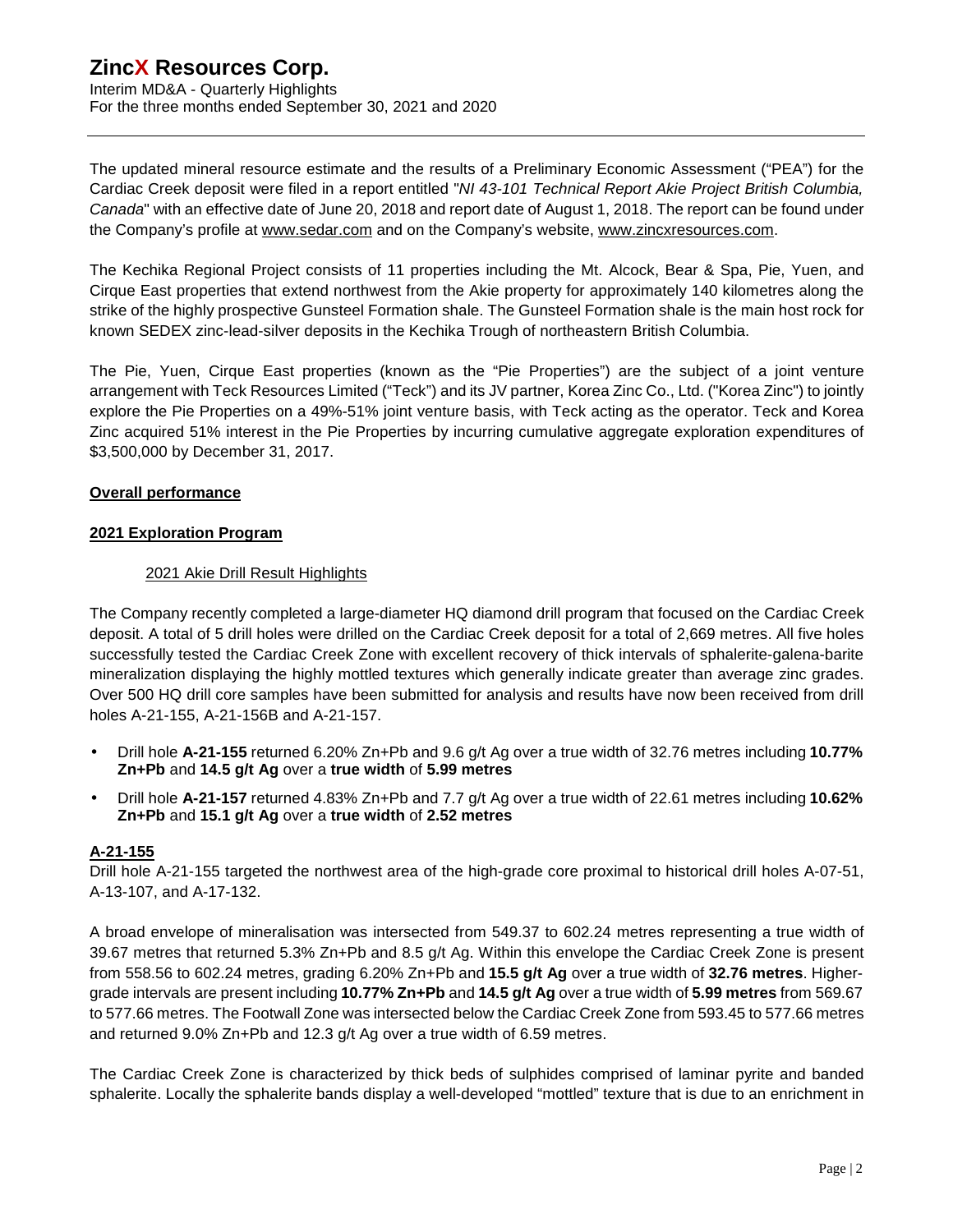The updated mineral resource estimate and the results of a Preliminary Economic Assessment ("PEA") for the Cardiac Creek deposit were filed in a report entitled "*NI 43-101 Technical Report Akie Project British Columbia, Canada*" with an effective date of June 20, 2018 and report date of August 1, 2018. The report can be found under the Company's profile at www.sedar.com and on the Company's website, www.zincxresources.com.

The Kechika Regional Project consists of 11 properties including the Mt. Alcock, Bear & Spa, Pie, Yuen, and Cirque East properties that extend northwest from the Akie property for approximately 140 kilometres along the strike of the highly prospective Gunsteel Formation shale. The Gunsteel Formation shale is the main host rock for known SEDEX zinc-lead-silver deposits in the Kechika Trough of northeastern British Columbia.

The Pie, Yuen, Cirque East properties (known as the "Pie Properties") are the subject of a joint venture arrangement with Teck Resources Limited ("Teck") and its JV partner, Korea Zinc Co., Ltd. ("Korea Zinc") to jointly explore the Pie Properties on a 49%-51% joint venture basis, with Teck acting as the operator. Teck and Korea Zinc acquired 51% interest in the Pie Properties by incurring cumulative aggregate exploration expenditures of $3,500,000 by December 31, 2017.

## Overall performance

## 2021 Exploration Program

### 2021 Akie Drill Result Highlights

The Company recently completed a large-diameter HQ diamond drill program that focused on the Cardiac Creek deposit. A total of 5 drill holes were drilled on the Cardiac Creek deposit for a total of 2,669 metres. All five holes successfully tested the Cardiac Creek Zone with excellent recovery of thick intervals of sphalerite-galena-barite mineralization displaying the highly mottled textures which generally indicate greater than average zinc grades. Over 500 HQ drill core samples have been submitted for analysis and results have now been received from drill holes A-21-155, A-21-156B and A-21-157.

- Drill hole **A-21-155** returned 6.20% Zn+Pb and 9.6 g/t Ag over a true width of 32.76 metres including **10.77% Zn+Pb** and **14.5 g/t Ag** over a **true width** of **5.99 metres**
- Drill hole **A-21-157** returned 4.83% Zn+Pb and 7.7 g/t Ag over a true width of 22.61 metres including **10.62% Zn+Pb** and **15.1 g/t Ag** over a **true width** of **2.52 metres**

## A-21-155

Drill hole A-21-155 targeted the northwest area of the high-grade core proximal to historical drill holes A-07-51, A-13-107, and A-17-132.

A broad envelope of mineralisation was intersected from 549.37 to 602.24 metres representing a true width of 39.67 metres that returned 5.3% Zn+Pb and 8.5 g/t Ag. Within this envelope the Cardiac Creek Zone is present from 558.56 to 602.24 metres, grading 6.20% Zn+Pb and **15.5 g/t Ag** over a true width of **32.76 metres**. Higher-grade intervals are present including **10.77% Zn+Pb** and **14.5 g/t Ag** over a true width of **5.99 metres** from 569.67 to 577.66 metres. The Footwall Zone was intersected below the Cardiac Creek Zone from 593.45 to 577.66 metres and returned 9.0% Zn+Pb and 12.3 g/t Ag over a true width of 6.59 metres.

The Cardiac Creek Zone is characterized by thick beds of sulphides comprised of laminar pyrite and banded sphalerite. Locally the sphalerite bands display a well-developed "mottled" texture that is due to an enrichment in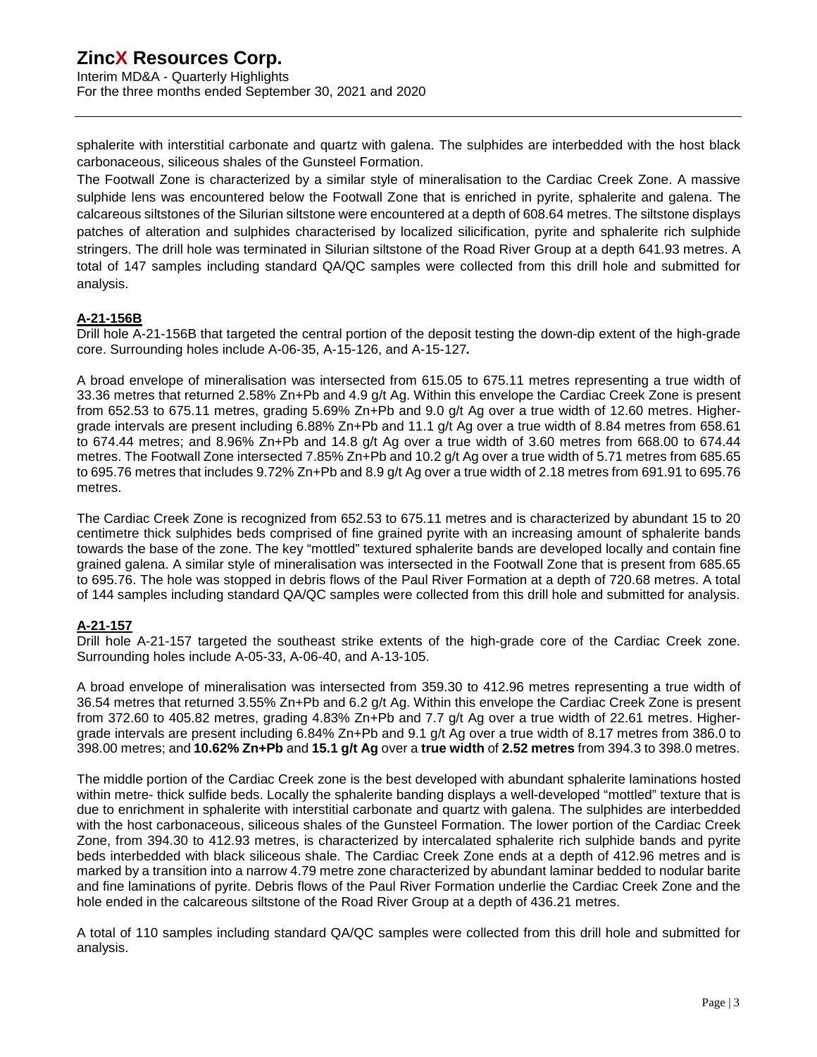sphalerite with interstitial carbonate and quartz with galena. The sulphides are interbedded with the host black carbonaceous, siliceous shales of the Gunsteel Formation.

The Footwall Zone is characterized by a similar style of mineralisation to the Cardiac Creek Zone. A massive sulphide lens was encountered below the Footwall Zone that is enriched in pyrite, sphalerite and galena. The calcareous siltstones of the Silurian siltstone were encountered at a depth of 608.64 metres. The siltstone displays patches of alteration and sulphides characterised by localized silicification, pyrite and sphalerite rich sulphide stringers. The drill hole was terminated in Silurian siltstone of the Road River Group at a depth 641.93 metres. A total of 147 samples including standard QA/QC samples were collected from this drill hole and submitted for analysis.

**A-21-156B**

Drill hole A-21-156B that targeted the central portion of the deposit testing the down-dip extent of the high-grade core. Surrounding holes include A-06-35, A-15-126, and A-15-127**.**

A broad envelope of mineralisation was intersected from 615.05 to 675.11 metres representing a true width of 33.36 metres that returned 2.58% Zn+Pb and 4.9 g/t Ag. Within this envelope the Cardiac Creek Zone is present from 652.53 to 675.11 metres, grading 5.69% Zn+Pb and 9.0 g/t Ag over a true width of 12.60 metres. Higher-grade intervals are present including 6.88% Zn+Pb and 11.1 g/t Ag over a true width of 8.84 metres from 658.61 to 674.44 metres; and 8.96% Zn+Pb and 14.8 g/t Ag over a true width of 3.60 metres from 668.00 to 674.44 metres. The Footwall Zone intersected 7.85% Zn+Pb and 10.2 g/t Ag over a true width of 5.71 metres from 685.65 to 695.76 metres that includes 9.72% Zn+Pb and 8.9 g/t Ag over a true width of 2.18 metres from 691.91 to 695.76 metres.

The Cardiac Creek Zone is recognized from 652.53 to 675.11 metres and is characterized by abundant 15 to 20 centimetre thick sulphides beds comprised of fine grained pyrite with an increasing amount of sphalerite bands towards the base of the zone. The key "mottled" textured sphalerite bands are developed locally and contain fine grained galena. A similar style of mineralisation was intersected in the Footwall Zone that is present from 685.65 to 695.76. The hole was stopped in debris flows of the Paul River Formation at a depth of 720.68 metres. A total of 144 samples including standard QA/QC samples were collected from this drill hole and submitted for analysis.

**A-21-157**

Drill hole A-21-157 targeted the southeast strike extents of the high-grade core of the Cardiac Creek zone. Surrounding holes include A-05-33, A-06-40, and A-13-105.

A broad envelope of mineralisation was intersected from 359.30 to 412.96 metres representing a true width of 36.54 metres that returned 3.55% Zn+Pb and 6.2 g/t Ag. Within this envelope the Cardiac Creek Zone is present from 372.60 to 405.82 metres, grading 4.83% Zn+Pb and 7.7 g/t Ag over a true width of 22.61 metres. Higher-grade intervals are present including 6.84% Zn+Pb and 9.1 g/t Ag over a true width of 8.17 metres from 386.0 to 398.00 metres; and **10.62% Zn+Pb** and **15.1 g/t Ag** over a **true width** of **2.52 metres** from 394.3 to 398.0 metres.

The middle portion of the Cardiac Creek zone is the best developed with abundant sphalerite laminations hosted within metre- thick sulfide beds. Locally the sphalerite banding displays a well-developed "mottled" texture that is due to enrichment in sphalerite with interstitial carbonate and quartz with galena. The sulphides are interbedded with the host carbonaceous, siliceous shales of the Gunsteel Formation. The lower portion of the Cardiac Creek Zone, from 394.30 to 412.93 metres, is characterized by intercalated sphalerite rich sulphide bands and pyrite beds interbedded with black siliceous shale. The Cardiac Creek Zone ends at a depth of 412.96 metres and is marked by a transition into a narrow 4.79 metre zone characterized by abundant laminar bedded to nodular barite and fine laminations of pyrite. Debris flows of the Paul River Formation underlie the Cardiac Creek Zone and the hole ended in the calcareous siltstone of the Road River Group at a depth of 436.21 metres.

A total of 110 samples including standard QA/QC samples were collected from this drill hole and submitted for analysis.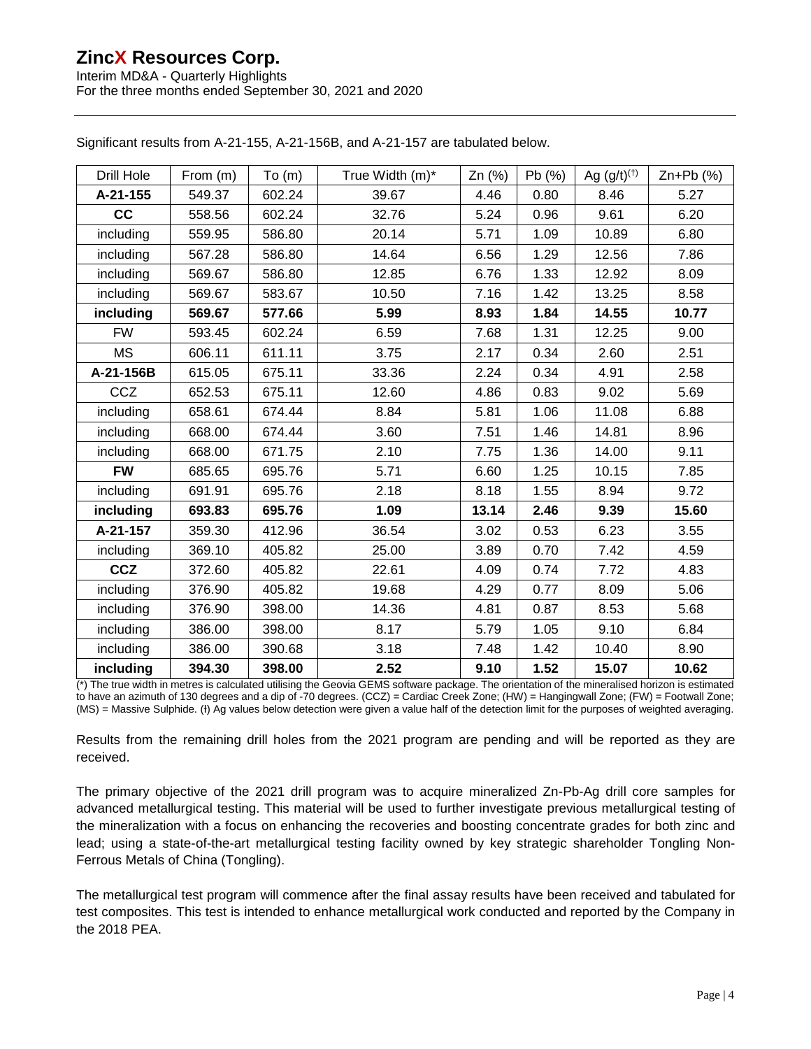Significant results from A-21-155, A-21-156B, and A-21-157 are tabulated below.

| Drill Hole | From (m) | To (m) | True Width (m)* | Zn (%) | Pb (%) | Ag (g/t)(ⱡ) | Zn+Pb (%) |
|---|---|---|---|---|---|---|---|
| **A-21-155** | 549.37 | 602.24 | 39.67 | 4.46 | 0.80 | 8.46 | 5.27 |
| **CC** | 558.56 | 602.24 | 32.76 | 5.24 | 0.96 | 9.61 | 6.20 |
| including | 559.95 | 586.80 | 20.14 | 5.71 | 1.09 | 10.89 | 6.80 |
| including | 567.28 | 586.80 | 14.64 | 6.56 | 1.29 | 12.56 | 7.86 |
| including | 569.67 | 586.80 | 12.85 | 6.76 | 1.33 | 12.92 | 8.09 |
| including | 569.67 | 583.67 | 10.50 | 7.16 | 1.42 | 13.25 | 8.58 |
| **including** | **569.67** | **577.66** | **5.99** | **8.93** | **1.84** | **14.55** | **10.77** |
| FW | 593.45 | 602.24 | 6.59 | 7.68 | 1.31 | 12.25 | 9.00 |
| MS | 606.11 | 611.11 | 3.75 | 2.17 | 0.34 | 2.60 | 2.51 |
| **A-21-156B** | 615.05 | 675.11 | 33.36 | 2.24 | 0.34 | 4.91 | 2.58 |
| CCZ | 652.53 | 675.11 | 12.60 | 4.86 | 0.83 | 9.02 | 5.69 |
| including | 658.61 | 674.44 | 8.84 | 5.81 | 1.06 | 11.08 | 6.88 |
| including | 668.00 | 674.44 | 3.60 | 7.51 | 1.46 | 14.81 | 8.96 |
| including | 668.00 | 671.75 | 2.10 | 7.75 | 1.36 | 14.00 | 9.11 |
| **FW** | 685.65 | 695.76 | 5.71 | 6.60 | 1.25 | 10.15 | 7.85 |
| including | 691.91 | 695.76 | 2.18 | 8.18 | 1.55 | 8.94 | 9.72 |
| **including** | **693.83** | **695.76** | **1.09** | **13.14** | **2.46** | **9.39** | **15.60** |
| **A-21-157** | 359.30 | 412.96 | 36.54 | 3.02 | 0.53 | 6.23 | 3.55 |
| including | 369.10 | 405.82 | 25.00 | 3.89 | 0.70 | 7.42 | 4.59 |
| **CCZ** | 372.60 | 405.82 | 22.61 | 4.09 | 0.74 | 7.72 | 4.83 |
| including | 376.90 | 405.82 | 19.68 | 4.29 | 0.77 | 8.09 | 5.06 |
| including | 376.90 | 398.00 | 14.36 | 4.81 | 0.87 | 8.53 | 5.68 |
| including | 386.00 | 398.00 | 8.17 | 5.79 | 1.05 | 9.10 | 6.84 |
| including | 386.00 | 390.68 | 3.18 | 7.48 | 1.42 | 10.40 | 8.90 |
| **including** | **394.30** | **398.00** | **2.52** | **9.10** | **1.52** | **15.07** | **10.62** |

(*) The true width in metres is calculated utilising the Geovia GEMS software package. The orientation of the mineralised horizon is estimated to have an azimuth of 130 degrees and a dip of -70 degrees. (CCZ) = Cardiac Creek Zone; (HW) = Hangingwall Zone; (FW) = Footwall Zone; (MS) = Massive Sulphide. (ⱡ) Ag values below detection were given a value half of the detection limit for the purposes of weighted averaging.

Results from the remaining drill holes from the 2021 program are pending and will be reported as they are received.

The primary objective of the 2021 drill program was to acquire mineralized Zn-Pb-Ag drill core samples for advanced metallurgical testing. This material will be used to further investigate previous metallurgical testing of the mineralization with a focus on enhancing the recoveries and boosting concentrate grades for both zinc and lead; using a state-of-the-art metallurgical testing facility owned by key strategic shareholder Tongling Non-Ferrous Metals of China (Tongling).

The metallurgical test program will commence after the final assay results have been received and tabulated for test composites. This test is intended to enhance metallurgical work conducted and reported by the Company in the 2018 PEA.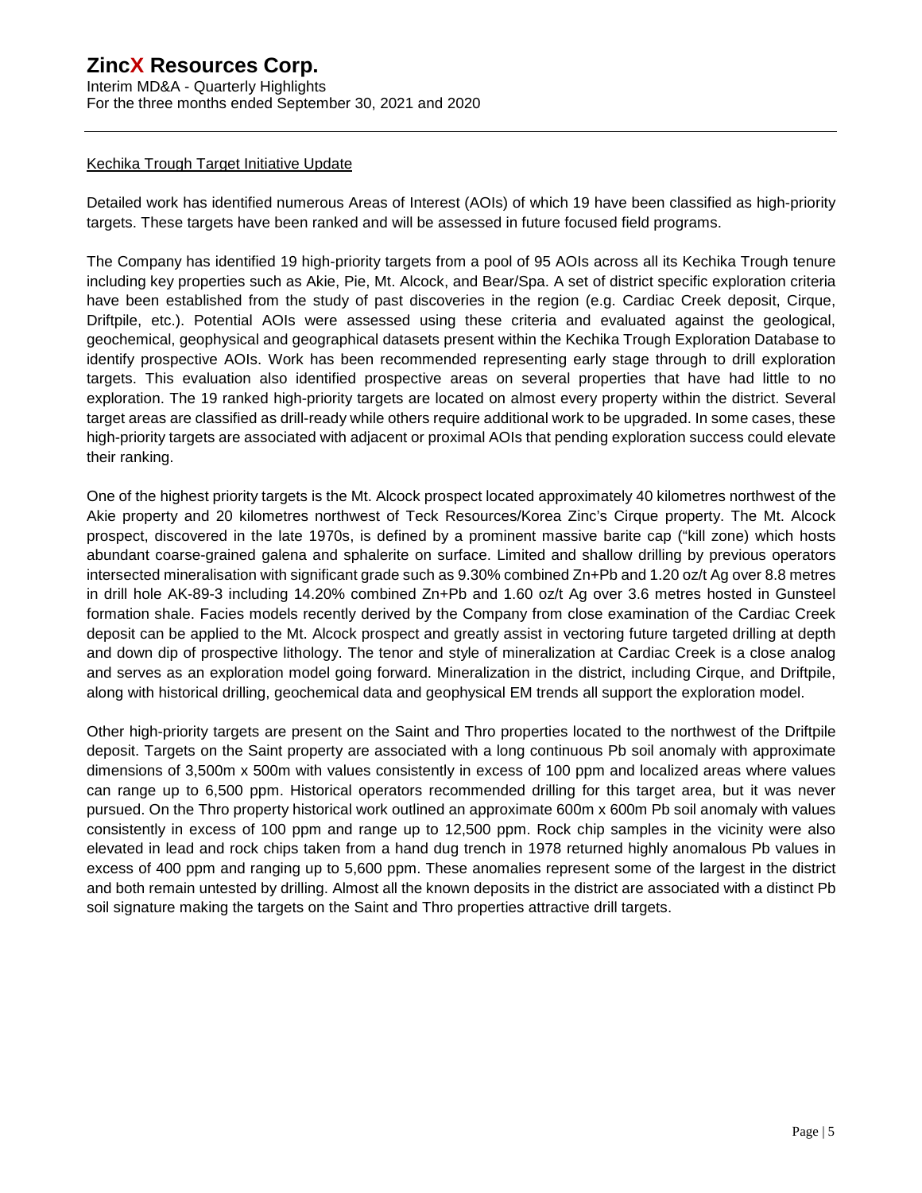## Kechika Trough Target Initiative Update

Detailed work has identified numerous Areas of Interest (AOIs) of which 19 have been classified as high-priority targets. These targets have been ranked and will be assessed in future focused field programs.

The Company has identified 19 high-priority targets from a pool of 95 AOIs across all its Kechika Trough tenure including key properties such as Akie, Pie, Mt. Alcock, and Bear/Spa. A set of district specific exploration criteria have been established from the study of past discoveries in the region (e.g. Cardiac Creek deposit, Cirque, Driftpile, etc.). Potential AOIs were assessed using these criteria and evaluated against the geological, geochemical, geophysical and geographical datasets present within the Kechika Trough Exploration Database to identify prospective AOIs. Work has been recommended representing early stage through to drill exploration targets. This evaluation also identified prospective areas on several properties that have had little to no exploration. The 19 ranked high-priority targets are located on almost every property within the district. Several target areas are classified as drill-ready while others require additional work to be upgraded. In some cases, these high-priority targets are associated with adjacent or proximal AOIs that pending exploration success could elevate their ranking.

One of the highest priority targets is the Mt. Alcock prospect located approximately 40 kilometres northwest of the Akie property and 20 kilometres northwest of Teck Resources/Korea Zinc's Cirque property. The Mt. Alcock prospect, discovered in the late 1970s, is defined by a prominent massive barite cap ("kill zone) which hosts abundant coarse-grained galena and sphalerite on surface. Limited and shallow drilling by previous operators intersected mineralisation with significant grade such as 9.30% combined Zn+Pb and 1.20 oz/t Ag over 8.8 metres in drill hole AK-89-3 including 14.20% combined Zn+Pb and 1.60 oz/t Ag over 3.6 metres hosted in Gunsteel formation shale. Facies models recently derived by the Company from close examination of the Cardiac Creek deposit can be applied to the Mt. Alcock prospect and greatly assist in vectoring future targeted drilling at depth and down dip of prospective lithology. The tenor and style of mineralization at Cardiac Creek is a close analog and serves as an exploration model going forward. Mineralization in the district, including Cirque, and Driftpile, along with historical drilling, geochemical data and geophysical EM trends all support the exploration model.

Other high-priority targets are present on the Saint and Thro properties located to the northwest of the Driftpile deposit. Targets on the Saint property are associated with a long continuous Pb soil anomaly with approximate dimensions of 3,500m x 500m with values consistently in excess of 100 ppm and localized areas where values can range up to 6,500 ppm. Historical operators recommended drilling for this target area, but it was never pursued. On the Thro property historical work outlined an approximate 600m x 600m Pb soil anomaly with values consistently in excess of 100 ppm and range up to 12,500 ppm. Rock chip samples in the vicinity were also elevated in lead and rock chips taken from a hand dug trench in 1978 returned highly anomalous Pb values in excess of 400 ppm and ranging up to 5,600 ppm. These anomalies represent some of the largest in the district and both remain untested by drilling. Almost all the known deposits in the district are associated with a distinct Pb soil signature making the targets on the Saint and Thro properties attractive drill targets.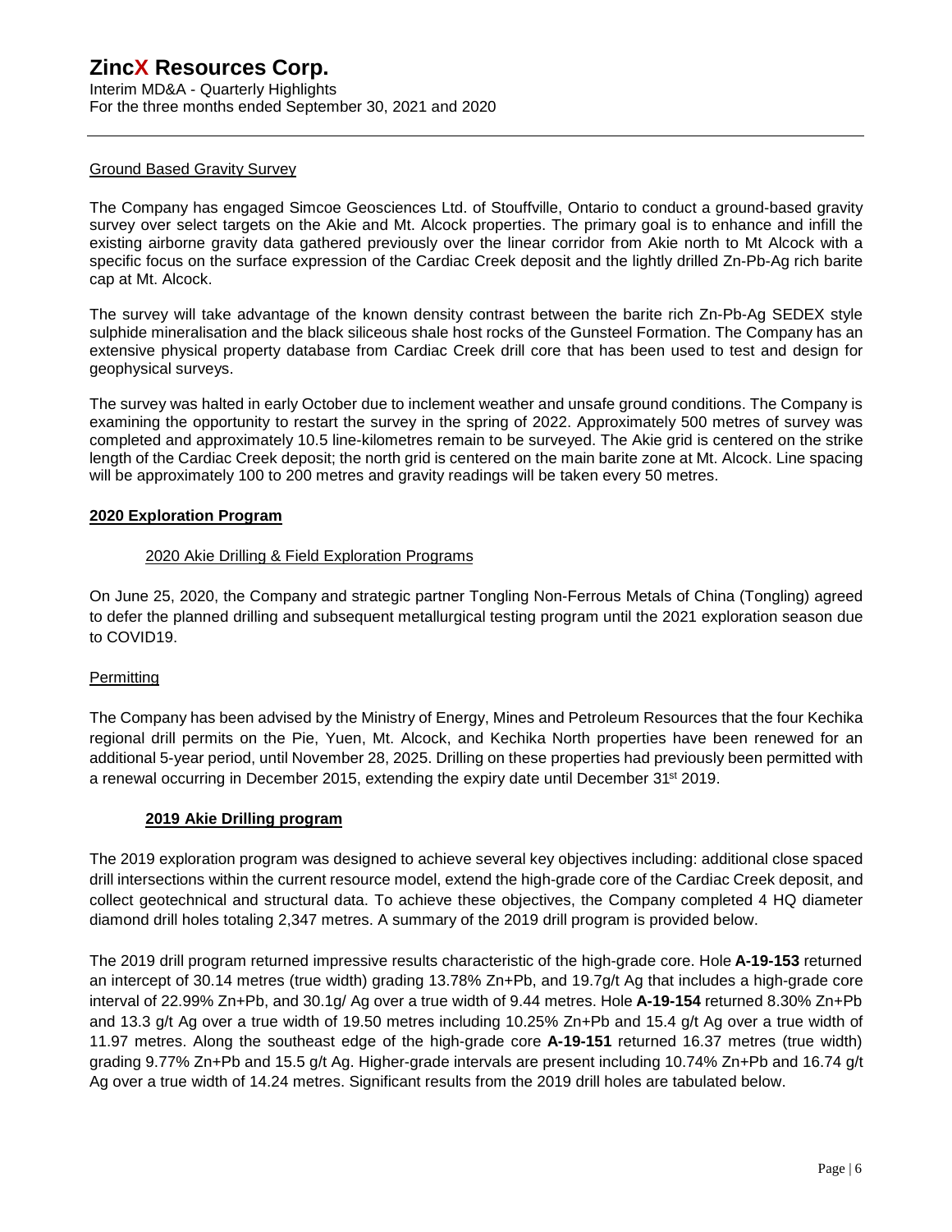### Ground Based Gravity Survey

The Company has engaged Simcoe Geosciences Ltd. of Stouffville, Ontario to conduct a ground-based gravity survey over select targets on the Akie and Mt. Alcock properties. The primary goal is to enhance and infill the existing airborne gravity data gathered previously over the linear corridor from Akie north to Mt Alcock with a specific focus on the surface expression of the Cardiac Creek deposit and the lightly drilled Zn-Pb-Ag rich barite cap at Mt. Alcock.

The survey will take advantage of the known density contrast between the barite rich Zn-Pb-Ag SEDEX style sulphide mineralisation and the black siliceous shale host rocks of the Gunsteel Formation. The Company has an extensive physical property database from Cardiac Creek drill core that has been used to test and design for geophysical surveys.

The survey was halted in early October due to inclement weather and unsafe ground conditions. The Company is examining the opportunity to restart the survey in the spring of 2022. Approximately 500 metres of survey was completed and approximately 10.5 line-kilometres remain to be surveyed. The Akie grid is centered on the strike length of the Cardiac Creek deposit; the north grid is centered on the main barite zone at Mt. Alcock. Line spacing will be approximately 100 to 200 metres and gravity readings will be taken every 50 metres.

## 2020 Exploration Program

### 2020 Akie Drilling & Field Exploration Programs

On June 25, 2020, the Company and strategic partner Tongling Non-Ferrous Metals of China (Tongling) agreed to defer the planned drilling and subsequent metallurgical testing program until the 2021 exploration season due to COVID19.

### Permitting

The Company has been advised by the Ministry of Energy, Mines and Petroleum Resources that the four Kechika regional drill permits on the Pie, Yuen, Mt. Alcock, and Kechika North properties have been renewed for an additional 5-year period, until November 28, 2025. Drilling on these properties had previously been permitted with a renewal occurring in December 2015, extending the expiry date until December 31st 2019.

### 2019 Akie Drilling program

The 2019 exploration program was designed to achieve several key objectives including: additional close spaced drill intersections within the current resource model, extend the high-grade core of the Cardiac Creek deposit, and collect geotechnical and structural data. To achieve these objectives, the Company completed 4 HQ diameter diamond drill holes totaling 2,347 metres. A summary of the 2019 drill program is provided below.

The 2019 drill program returned impressive results characteristic of the high-grade core. Hole **A-19-153** returned an intercept of 30.14 metres (true width) grading 13.78% Zn+Pb, and 19.7g/t Ag that includes a high-grade core interval of 22.99% Zn+Pb, and 30.1g/ Ag over a true width of 9.44 metres. Hole **A-19-154** returned 8.30% Zn+Pb and 13.3 g/t Ag over a true width of 19.50 metres including 10.25% Zn+Pb and 15.4 g/t Ag over a true width of 11.97 metres. Along the southeast edge of the high-grade core **A-19-151** returned 16.37 metres (true width) grading 9.77% Zn+Pb and 15.5 g/t Ag. Higher-grade intervals are present including 10.74% Zn+Pb and 16.74 g/t Ag over a true width of 14.24 metres. Significant results from the 2019 drill holes are tabulated below.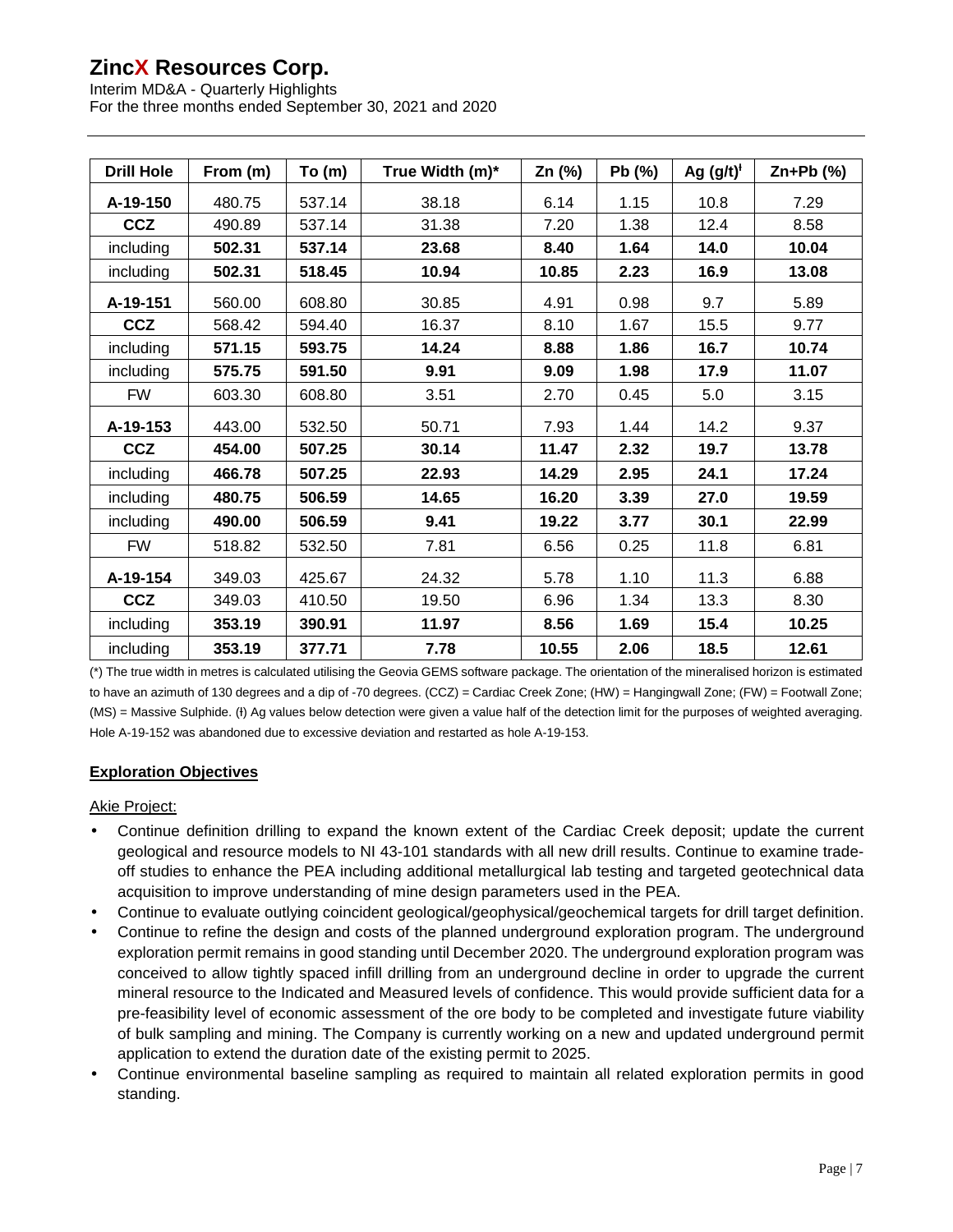| Drill Hole | From (m) | To (m) | True Width (m)* | Zn (%) | Pb (%) | Ag (g/t)ⱡ | Zn+Pb (%) |
|---|---|---|---|---|---|---|---|
| **A-19-150** | 480.75 | 537.14 | 38.18 | 6.14 | 1.15 | 10.8 | 7.29 |
| **CCZ** | 490.89 | 537.14 | 31.38 | 7.20 | 1.38 | 12.4 | 8.58 |
| including | **502.31** | **537.14** | **23.68** | **8.40** | **1.64** | **14.0** | **10.04** |
| including | **502.31** | **518.45** | **10.94** | **10.85** | **2.23** | **16.9** | **13.08** |
| **A-19-151** | 560.00 | 608.80 | 30.85 | 4.91 | 0.98 | 9.7 | 5.89 |
| **CCZ** | 568.42 | 594.40 | 16.37 | 8.10 | 1.67 | 15.5 | 9.77 |
| including | **571.15** | **593.75** | **14.24** | **8.88** | **1.86** | **16.7** | **10.74** |
| including | **575.75** | **591.50** | **9.91** | **9.09** | **1.98** | **17.9** | **11.07** |
| FW | 603.30 | 608.80 | 3.51 | 2.70 | 0.45 | 5.0 | 3.15 |
| **A-19-153** | 443.00 | 532.50 | 50.71 | 7.93 | 1.44 | 14.2 | 9.37 |
| **CCZ** | **454.00** | **507.25** | **30.14** | **11.47** | **2.32** | **19.7** | **13.78** |
| including | **466.78** | **507.25** | **22.93** | **14.29** | **2.95** | **24.1** | **17.24** |
| including | **480.75** | **506.59** | **14.65** | **16.20** | **3.39** | **27.0** | **19.59** |
| including | **490.00** | **506.59** | **9.41** | **19.22** | **3.77** | **30.1** | **22.99** |
| FW | 518.82 | 532.50 | 7.81 | 6.56 | 0.25 | 11.8 | 6.81 |
| **A-19-154** | 349.03 | 425.67 | 24.32 | 5.78 | 1.10 | 11.3 | 6.88 |
| **CCZ** | 349.03 | 410.50 | 19.50 | 6.96 | 1.34 | 13.3 | 8.30 |
| including | **353.19** | **390.91** | **11.97** | **8.56** | **1.69** | **15.4** | **10.25** |
| including | **353.19** | **377.71** | **7.78** | **10.55** | **2.06** | **18.5** | **12.61** |

(*) The true width in metres is calculated utilising the Geovia GEMS software package. The orientation of the mineralised horizon is estimated to have an azimuth of 130 degrees and a dip of -70 degrees. (CCZ) = Cardiac Creek Zone; (HW) = Hangingwall Zone; (FW) = Footwall Zone; (MS) = Massive Sulphide. (ⱡ) Ag values below detection were given a value half of the detection limit for the purposes of weighted averaging. Hole A-19-152 was abandoned due to excessive deviation and restarted as hole A-19-153.

## Exploration Objectives

Akie Project:

- Continue definition drilling to expand the known extent of the Cardiac Creek deposit; update the current geological and resource models to NI 43-101 standards with all new drill results. Continue to examine trade-off studies to enhance the PEA including additional metallurgical lab testing and targeted geotechnical data acquisition to improve understanding of mine design parameters used in the PEA.
- Continue to evaluate outlying coincident geological/geophysical/geochemical targets for drill target definition.
- Continue to refine the design and costs of the planned underground exploration program. The underground exploration permit remains in good standing until December 2020. The underground exploration program was conceived to allow tightly spaced infill drilling from an underground decline in order to upgrade the current mineral resource to the Indicated and Measured levels of confidence. This would provide sufficient data for a pre-feasibility level of economic assessment of the ore body to be completed and investigate future viability of bulk sampling and mining. The Company is currently working on a new and updated underground permit application to extend the duration date of the existing permit to 2025.
- Continue environmental baseline sampling as required to maintain all related exploration permits in good standing.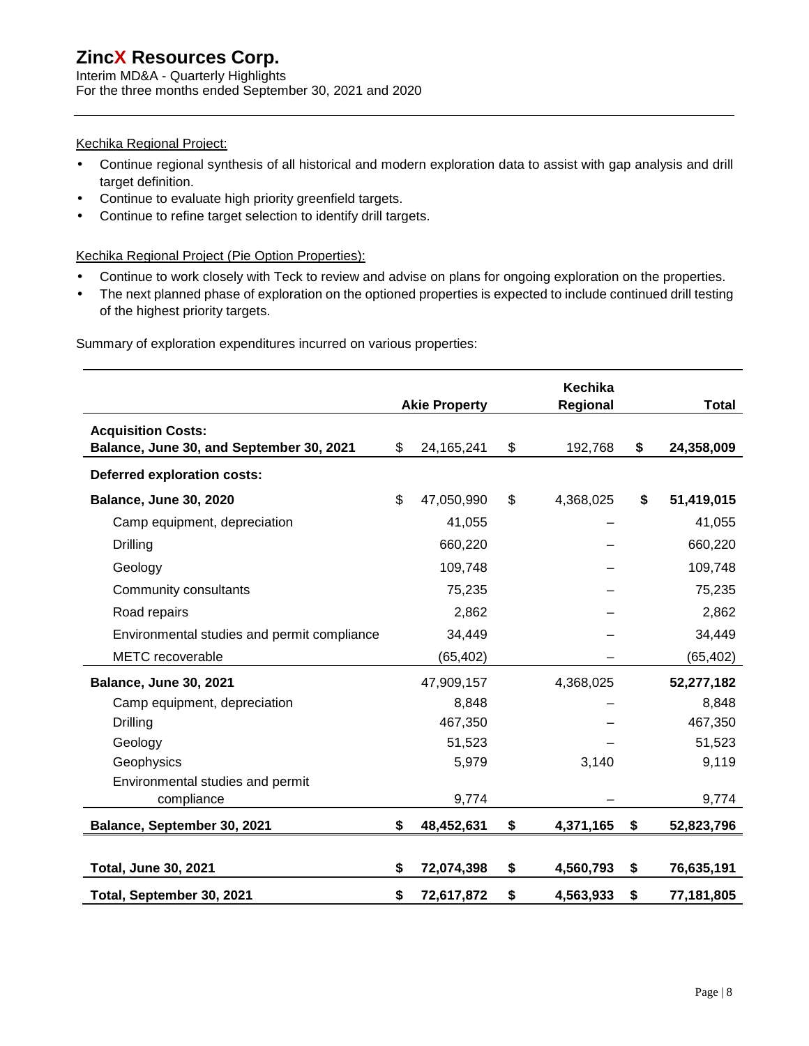Kechika Regional Project:

- Continue regional synthesis of all historical and modern exploration data to assist with gap analysis and drill target definition.
- Continue to evaluate high priority greenfield targets.
- Continue to refine target selection to identify drill targets.

Kechika Regional Project (Pie Option Properties):

- Continue to work closely with Teck to review and advise on plans for ongoing exploration on the properties.
- The next planned phase of exploration on the optioned properties is expected to include continued drill testing of the highest priority targets.

Summary of exploration expenditures incurred on various properties:

| | Akie Property | Kechika Regional | Total |
|---|---|---|---|
| **Acquisition Costs:** | | | |
| **Balance, June 30, and September 30, 2021** | $ 24,165,241 | $ 192,768 | **$ 24,358,009** |
| **Deferred exploration costs:** | | | |
| **Balance, June 30, 2020** | $ 47,050,990 | $ 4,368,025 | **$ 51,419,015** |
| Camp equipment, depreciation | 41,055 | – | 41,055 |
| Drilling | 660,220 | – | 660,220 |
| Geology | 109,748 | – | 109,748 |
| Community consultants | 75,235 | – | 75,235 |
| Road repairs | 2,862 | – | 2,862 |
| Environmental studies and permit compliance | 34,449 | – | 34,449 |
| METC recoverable | (65,402) | – | (65,402) |
| **Balance, June 30, 2021** | 47,909,157 | 4,368,025 | **52,277,182** |
| Camp equipment, depreciation | 8,848 | – | 8,848 |
| Drilling | 467,350 | – | 467,350 |
| Geology | 51,523 | – | 51,523 |
| Geophysics | 5,979 | 3,140 | 9,119 |
| Environmental studies and permit compliance | 9,774 | – | 9,774 |
| **Balance, September 30, 2021** | **$ 48,452,631** | **$ 4,371,165** | **$ 52,823,796** |
| **Total, June 30, 2021** | **$ 72,074,398** | **$ 4,560,793** | **$ 76,635,191** |
| **Total, September 30, 2021** | **$ 72,617,872** | **$ 4,563,933** | **$ 77,181,805** |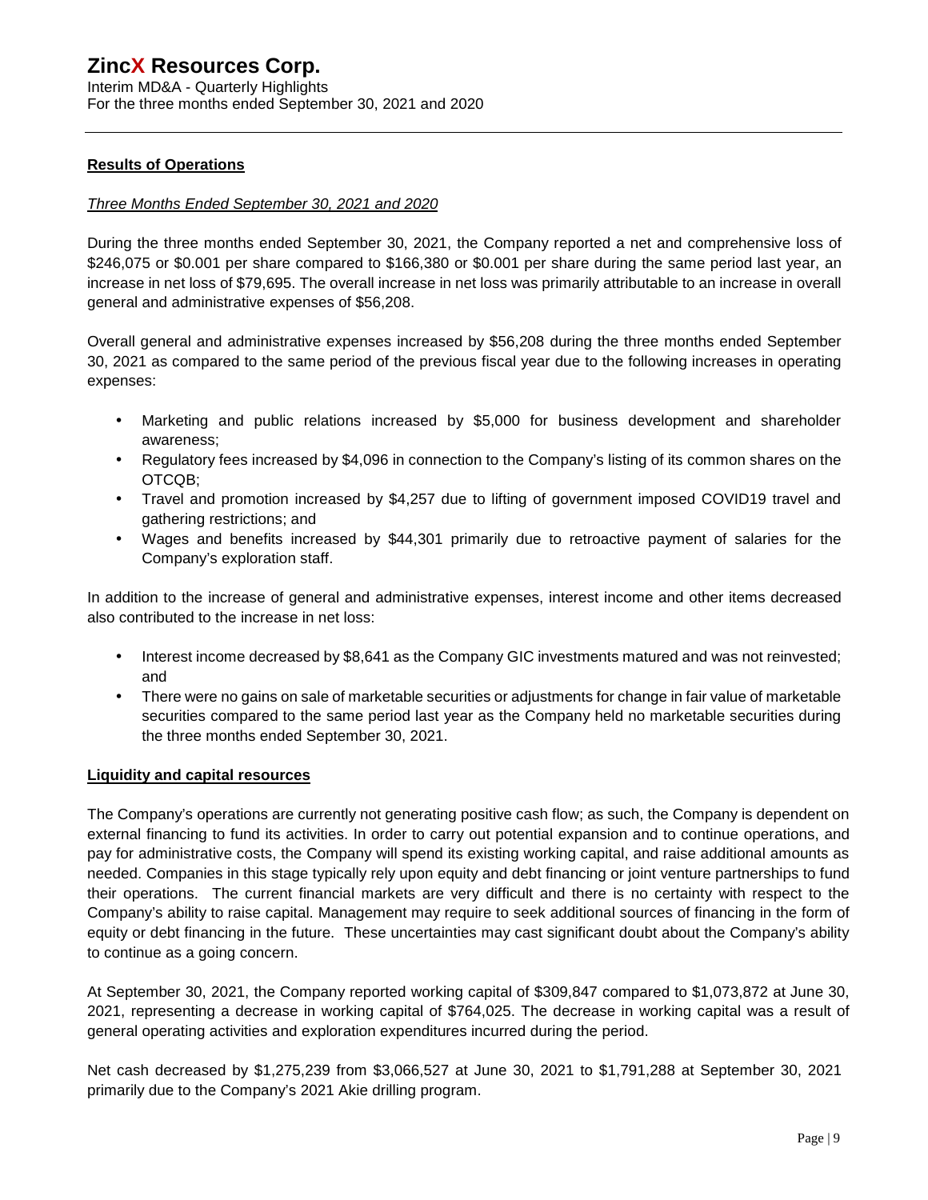## Results of Operations

*Three Months Ended September 30, 2021 and 2020*

During the three months ended September 30, 2021, the Company reported a net and comprehensive loss of $246,075 or $0.001 per share compared to $166,380 or $0.001 per share during the same period last year, an increase in net loss of $79,695. The overall increase in net loss was primarily attributable to an increase in overall general and administrative expenses of $56,208.

Overall general and administrative expenses increased by $56,208 during the three months ended September 30, 2021 as compared to the same period of the previous fiscal year due to the following increases in operating expenses:

- Marketing and public relations increased by $5,000 for business development and shareholder awareness;
- Regulatory fees increased by $4,096 in connection to the Company's listing of its common shares on the OTCQB;
- Travel and promotion increased by $4,257 due to lifting of government imposed COVID19 travel and gathering restrictions; and
- Wages and benefits increased by $44,301 primarily due to retroactive payment of salaries for the Company's exploration staff.

In addition to the increase of general and administrative expenses, interest income and other items decreased also contributed to the increase in net loss:

- Interest income decreased by $8,641 as the Company GIC investments matured and was not reinvested; and
- There were no gains on sale of marketable securities or adjustments for change in fair value of marketable securities compared to the same period last year as the Company held no marketable securities during the three months ended September 30, 2021.

## Liquidity and capital resources

The Company's operations are currently not generating positive cash flow; as such, the Company is dependent on external financing to fund its activities. In order to carry out potential expansion and to continue operations, and pay for administrative costs, the Company will spend its existing working capital, and raise additional amounts as needed. Companies in this stage typically rely upon equity and debt financing or joint venture partnerships to fund their operations. The current financial markets are very difficult and there is no certainty with respect to the Company's ability to raise capital. Management may require to seek additional sources of financing in the form of equity or debt financing in the future. These uncertainties may cast significant doubt about the Company's ability to continue as a going concern.

At September 30, 2021, the Company reported working capital of $309,847 compared to $1,073,872 at June 30, 2021, representing a decrease in working capital of $764,025. The decrease in working capital was a result of general operating activities and exploration expenditures incurred during the period.

Net cash decreased by $1,275,239 from $3,066,527 at June 30, 2021 to $1,791,288 at September 30, 2021 primarily due to the Company's 2021 Akie drilling program.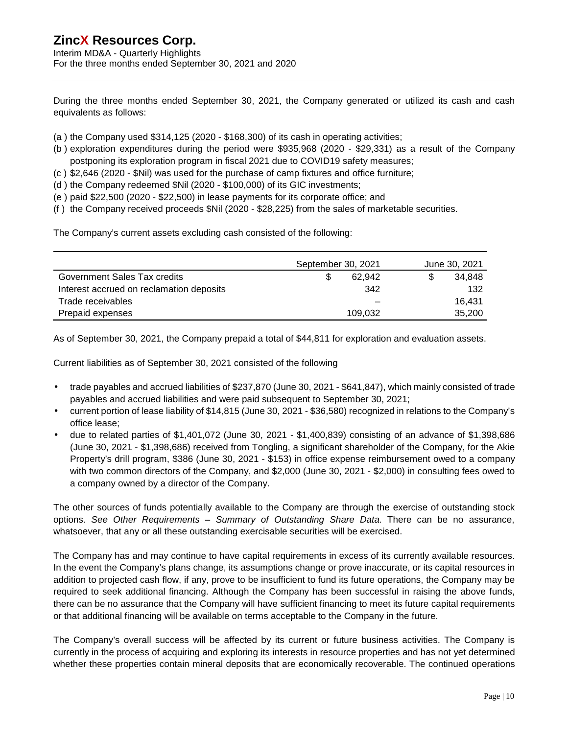During the three months ended September 30, 2021, the Company generated or utilized its cash and cash equivalents as follows:

(a ) the Company used $314,125 (2020 - $168,300) of its cash in operating activities;
(b ) exploration expenditures during the period were $935,968 (2020 - $29,331) as a result of the Company postponing its exploration program in fiscal 2021 due to COVID19 safety measures;
(c ) $2,646 (2020 - $Nil) was used for the purchase of camp fixtures and office furniture;
(d ) the Company redeemed $Nil (2020 - $100,000) of its GIC investments;
(e ) paid $22,500 (2020 - $22,500) in lease payments for its corporate office; and
(f ) the Company received proceeds $Nil (2020 - $28,225) from the sales of marketable securities.

The Company's current assets excluding cash consisted of the following:

| | September 30, 2021 | June 30, 2021 |
|---|---|---|
| Government Sales Tax credits | $ 62,942 | $ 34,848 |
| Interest accrued on reclamation deposits | 342 | 132 |
| Trade receivables | – | 16,431 |
| Prepaid expenses | 109,032 | 35,200 |

As of September 30, 2021, the Company prepaid a total of $44,811 for exploration and evaluation assets.

Current liabilities as of September 30, 2021 consisted of the following

- trade payables and accrued liabilities of $237,870 (June 30, 2021 - $641,847), which mainly consisted of trade payables and accrued liabilities and were paid subsequent to September 30, 2021;
- current portion of lease liability of $14,815 (June 30, 2021 - $36,580) recognized in relations to the Company's office lease;
- due to related parties of $1,401,072 (June 30, 2021 - $1,400,839) consisting of an advance of $1,398,686 (June 30, 2021 - $1,398,686) received from Tongling, a significant shareholder of the Company, for the Akie Property's drill program, $386 (June 30, 2021 - $153) in office expense reimbursement owed to a company with two common directors of the Company, and $2,000 (June 30, 2021 - $2,000) in consulting fees owed to a company owned by a director of the Company.

The other sources of funds potentially available to the Company are through the exercise of outstanding stock options. *See Other Requirements – Summary of Outstanding Share Data.* There can be no assurance, whatsoever, that any or all these outstanding exercisable securities will be exercised.

The Company has and may continue to have capital requirements in excess of its currently available resources. In the event the Company's plans change, its assumptions change or prove inaccurate, or its capital resources in addition to projected cash flow, if any, prove to be insufficient to fund its future operations, the Company may be required to seek additional financing. Although the Company has been successful in raising the above funds, there can be no assurance that the Company will have sufficient financing to meet its future capital requirements or that additional financing will be available on terms acceptable to the Company in the future.

The Company's overall success will be affected by its current or future business activities. The Company is currently in the process of acquiring and exploring its interests in resource properties and has not yet determined whether these properties contain mineral deposits that are economically recoverable. The continued operations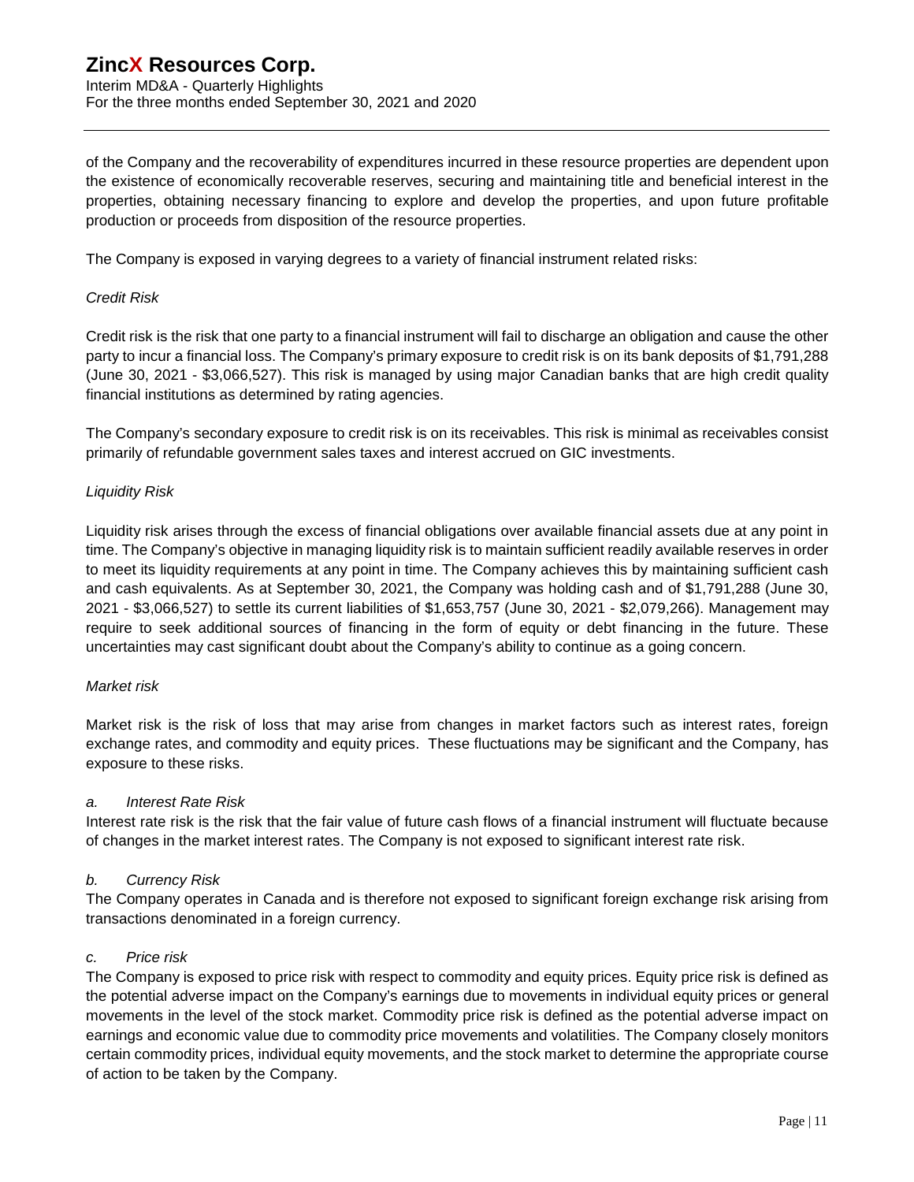of the Company and the recoverability of expenditures incurred in these resource properties are dependent upon the existence of economically recoverable reserves, securing and maintaining title and beneficial interest in the properties, obtaining necessary financing to explore and develop the properties, and upon future profitable production or proceeds from disposition of the resource properties.

The Company is exposed in varying degrees to a variety of financial instrument related risks:

*Credit Risk*

Credit risk is the risk that one party to a financial instrument will fail to discharge an obligation and cause the other party to incur a financial loss. The Company's primary exposure to credit risk is on its bank deposits of $1,791,288 (June 30, 2021 - $3,066,527). This risk is managed by using major Canadian banks that are high credit quality financial institutions as determined by rating agencies.

The Company's secondary exposure to credit risk is on its receivables. This risk is minimal as receivables consist primarily of refundable government sales taxes and interest accrued on GIC investments.

*Liquidity Risk*

Liquidity risk arises through the excess of financial obligations over available financial assets due at any point in time. The Company's objective in managing liquidity risk is to maintain sufficient readily available reserves in order to meet its liquidity requirements at any point in time. The Company achieves this by maintaining sufficient cash and cash equivalents. As at September 30, 2021, the Company was holding cash and of $1,791,288 (June 30, 2021 - $3,066,527) to settle its current liabilities of $1,653,757 (June 30, 2021 - $2,079,266). Management may require to seek additional sources of financing in the form of equity or debt financing in the future. These uncertainties may cast significant doubt about the Company's ability to continue as a going concern.

*Market risk*

Market risk is the risk of loss that may arise from changes in market factors such as interest rates, foreign exchange rates, and commodity and equity prices. These fluctuations may be significant and the Company, has exposure to these risks.

*a. Interest Rate Risk*

Interest rate risk is the risk that the fair value of future cash flows of a financial instrument will fluctuate because of changes in the market interest rates. The Company is not exposed to significant interest rate risk.

*b. Currency Risk*

The Company operates in Canada and is therefore not exposed to significant foreign exchange risk arising from transactions denominated in a foreign currency.

*c. Price risk*

The Company is exposed to price risk with respect to commodity and equity prices. Equity price risk is defined as the potential adverse impact on the Company's earnings due to movements in individual equity prices or general movements in the level of the stock market. Commodity price risk is defined as the potential adverse impact on earnings and economic value due to commodity price movements and volatilities. The Company closely monitors certain commodity prices, individual equity movements, and the stock market to determine the appropriate course of action to be taken by the Company.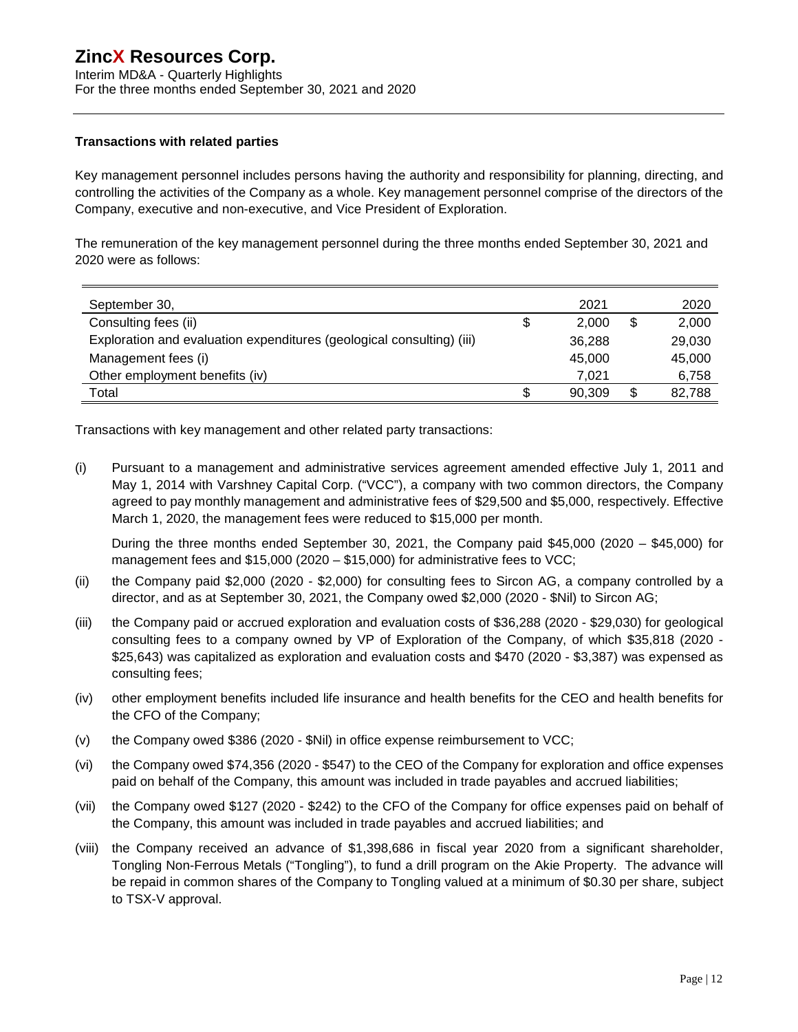### Transactions with related parties

Key management personnel includes persons having the authority and responsibility for planning, directing, and controlling the activities of the Company as a whole. Key management personnel comprise of the directors of the Company, executive and non-executive, and Vice President of Exploration.

The remuneration of the key management personnel during the three months ended September 30, 2021 and 2020 were as follows:

| September 30, | 2021 | 2020 |
|---|---|---|
| Consulting fees (ii) | $ 2,000 | $ 2,000 |
| Exploration and evaluation expenditures (geological consulting) (iii) | 36,288 | 29,030 |
| Management fees (i) | 45,000 | 45,000 |
| Other employment benefits (iv) | 7,021 | 6,758 |
| Total | $ 90,309 | $ 82,788 |

Transactions with key management and other related party transactions:

(i) Pursuant to a management and administrative services agreement amended effective July 1, 2011 and May 1, 2014 with Varshney Capital Corp. ("VCC"), a company with two common directors, the Company agreed to pay monthly management and administrative fees of $29,500 and $5,000, respectively. Effective March 1, 2020, the management fees were reduced to $15,000 per month.

During the three months ended September 30, 2021, the Company paid $45,000 (2020 – $45,000) for management fees and $15,000 (2020 – $15,000) for administrative fees to VCC;

(ii) the Company paid $2,000 (2020 - $2,000) for consulting fees to Sircon AG, a company controlled by a director, and as at September 30, 2021, the Company owed $2,000 (2020 - $Nil) to Sircon AG;

(iii) the Company paid or accrued exploration and evaluation costs of $36,288 (2020 - $29,030) for geological consulting fees to a company owned by VP of Exploration of the Company, of which $35,818 (2020 - $25,643) was capitalized as exploration and evaluation costs and $470 (2020 - $3,387) was expensed as consulting fees;

(iv) other employment benefits included life insurance and health benefits for the CEO and health benefits for the CFO of the Company;

(v) the Company owed $386 (2020 - $Nil) in office expense reimbursement to VCC;

(vi) the Company owed $74,356 (2020 - $547) to the CEO of the Company for exploration and office expenses paid on behalf of the Company, this amount was included in trade payables and accrued liabilities;

(vii) the Company owed $127 (2020 - $242) to the CFO of the Company for office expenses paid on behalf of the Company, this amount was included in trade payables and accrued liabilities; and

(viii) the Company received an advance of $1,398,686 in fiscal year 2020 from a significant shareholder, Tongling Non-Ferrous Metals ("Tongling"), to fund a drill program on the Akie Property. The advance will be repaid in common shares of the Company to Tongling valued at a minimum of $0.30 per share, subject to TSX-V approval.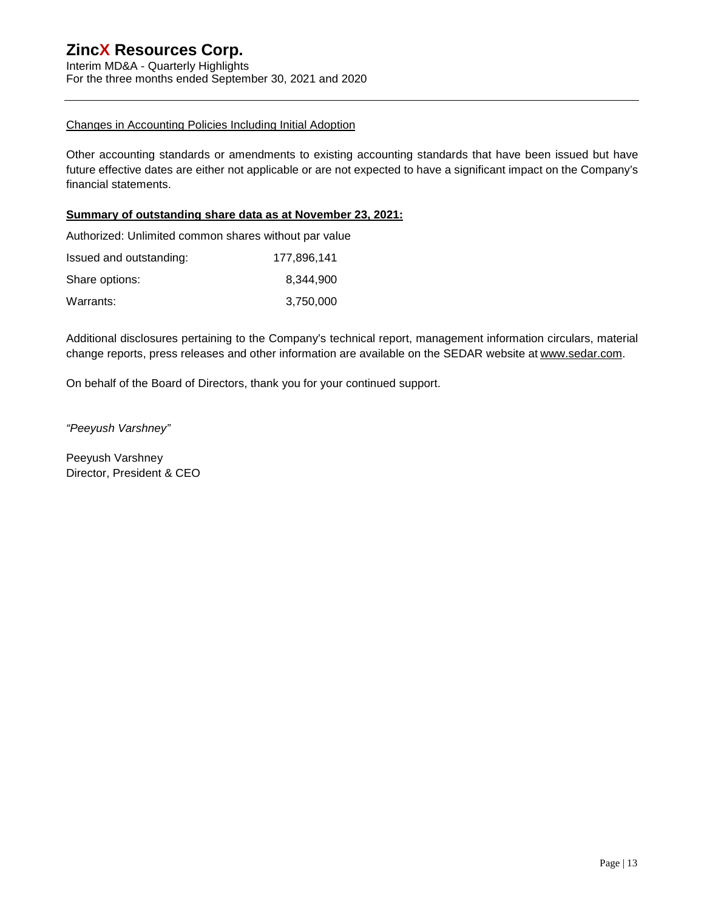Changes in Accounting Policies Including Initial Adoption

Other accounting standards or amendments to existing accounting standards that have been issued but have future effective dates are either not applicable or are not expected to have a significant impact on the Company's financial statements.

**Summary of outstanding share data as at November 23, 2021:**

Authorized: Unlimited common shares without par value

| | |
|---|---|
| Issued and outstanding: | 177,896,141 |
| Share options: | 8,344,900 |
| Warrants: | 3,750,000 |

Additional disclosures pertaining to the Company's technical report, management information circulars, material change reports, press releases and other information are available on the SEDAR website at www.sedar.com.

On behalf of the Board of Directors, thank you for your continued support.

*"Peeyush Varshney"*

Peeyush Varshney
Director, President & CEO